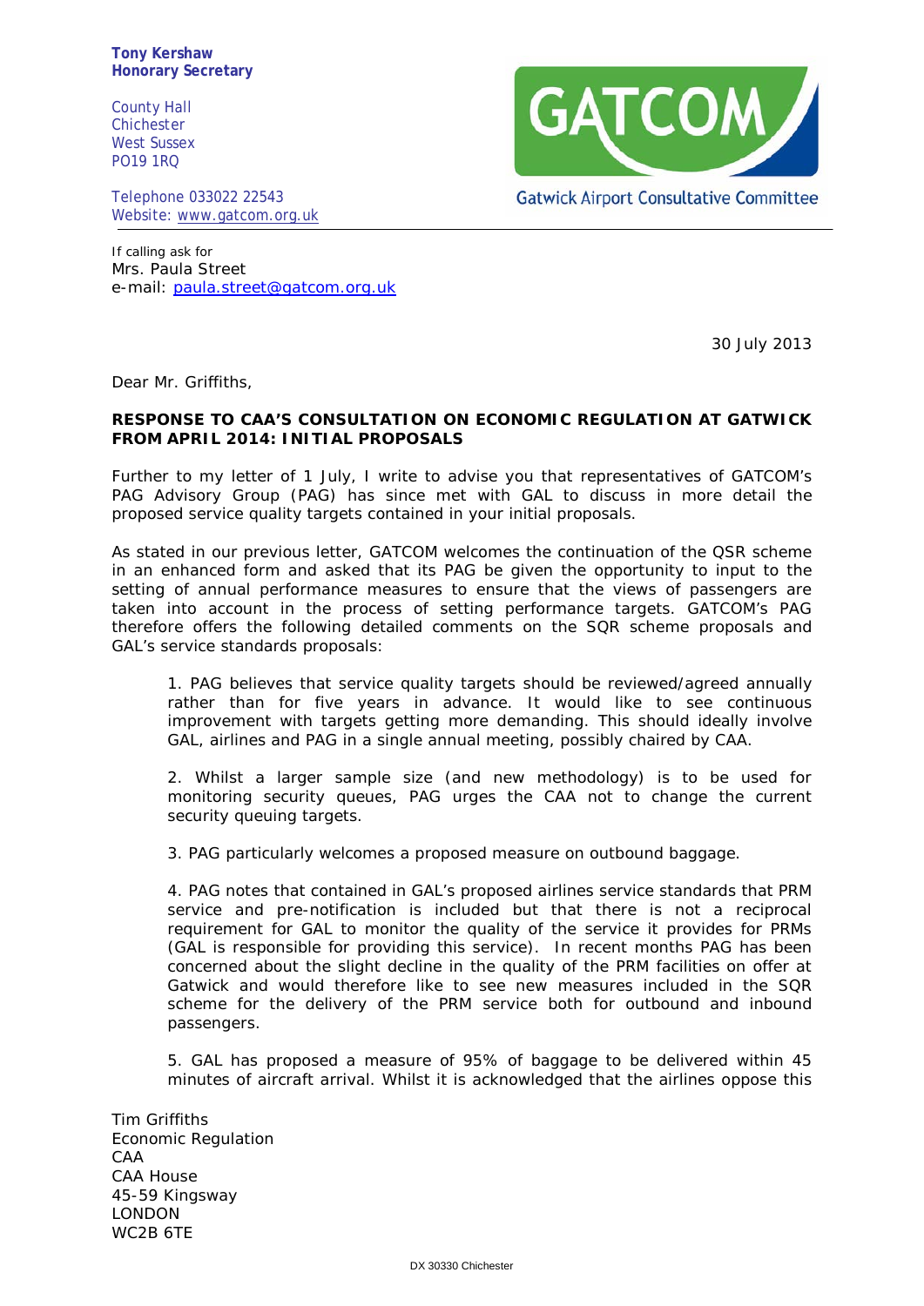**Tony Kershaw**
**Honorary Secretary**

County Hall
Chichester
West Sussex
PO19 1RQ

Telephone 033022 22543
Website: www.gatcom.org.uk

GATCOM
Gatwick Airport Consultative Committee

If calling ask for
Mrs. Paula Street
e-mail: paula.street@gatcom.org.uk

30 July 2013

Dear Mr. Griffiths,

**RESPONSE TO CAA'S CONSULTATION ON ECONOMIC REGULATION AT GATWICK FROM APRIL 2014: INITIAL PROPOSALS**

Further to my letter of 1 July, I write to advise you that representatives of GATCOM's PAG Advisory Group (PAG) has since met with GAL to discuss in more detail the proposed service quality targets contained in your initial proposals.

As stated in our previous letter, GATCOM welcomes the continuation of the QSR scheme in an enhanced form and asked that its PAG be given the opportunity to input to the setting of annual performance measures to ensure that the views of passengers are taken into account in the process of setting performance targets. GATCOM's PAG therefore offers the following detailed comments on the SQR scheme proposals and GAL's service standards proposals:

1. PAG believes that service quality targets should be reviewed/agreed annually rather than for five years in advance. It would like to see continuous improvement with targets getting more demanding. This should ideally involve GAL, airlines and PAG in a single annual meeting, possibly chaired by CAA.

2. Whilst a larger sample size (and new methodology) is to be used for monitoring security queues, PAG urges the CAA not to change the current security queuing targets.

3. PAG particularly welcomes a proposed measure on outbound baggage.

4. PAG notes that contained in GAL's proposed airlines service standards that PRM service and pre-notification is included but that there is not a reciprocal requirement for GAL to monitor the quality of the service it provides for PRMs (GAL is responsible for providing this service). In recent months PAG has been concerned about the slight decline in the quality of the PRM facilities on offer at Gatwick and would therefore like to see new measures included in the SQR scheme for the delivery of the PRM service both for outbound and inbound passengers.

5. GAL has proposed a measure of 95% of baggage to be delivered within 45 minutes of aircraft arrival. Whilst it is acknowledged that the airlines oppose this

Tim Griffiths
Economic Regulation
CAA
CAA House
45-59 Kingsway
LONDON
WC2B 6TE

DX 30330 Chichester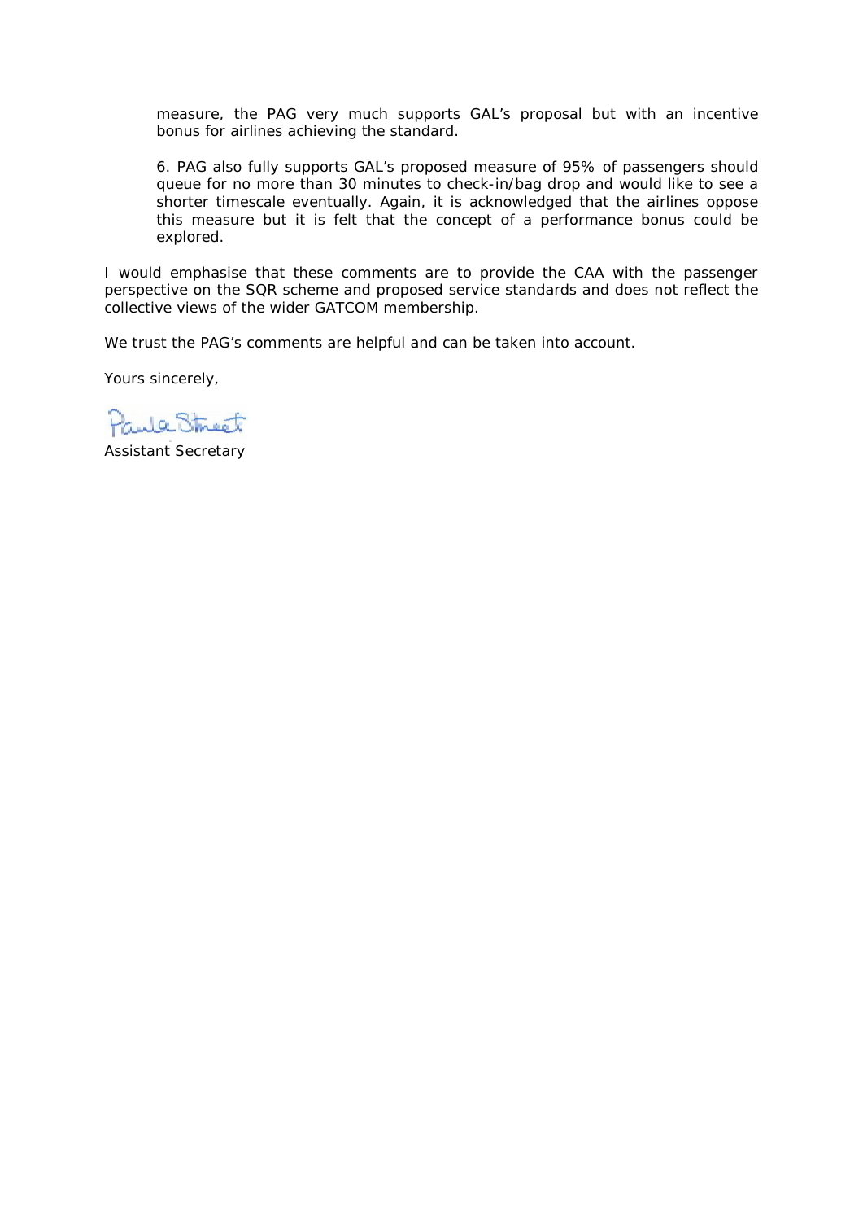measure, the PAG very much supports GAL's proposal but with an incentive bonus for airlines achieving the standard.

6. PAG also fully supports GAL's proposed measure of 95% of passengers should queue for no more than 30 minutes to check-in/bag drop and would like to see a shorter timescale eventually. Again, it is acknowledged that the airlines oppose this measure but it is felt that the concept of a performance bonus could be explored.

I would emphasise that these comments are to provide the CAA with the passenger perspective on the SQR scheme and proposed service standards and does not reflect the collective views of the wider GATCOM membership.

We trust the PAG's comments are helpful and can be taken into account.

Yours sincerely,

Paula Street

Assistant Secretary